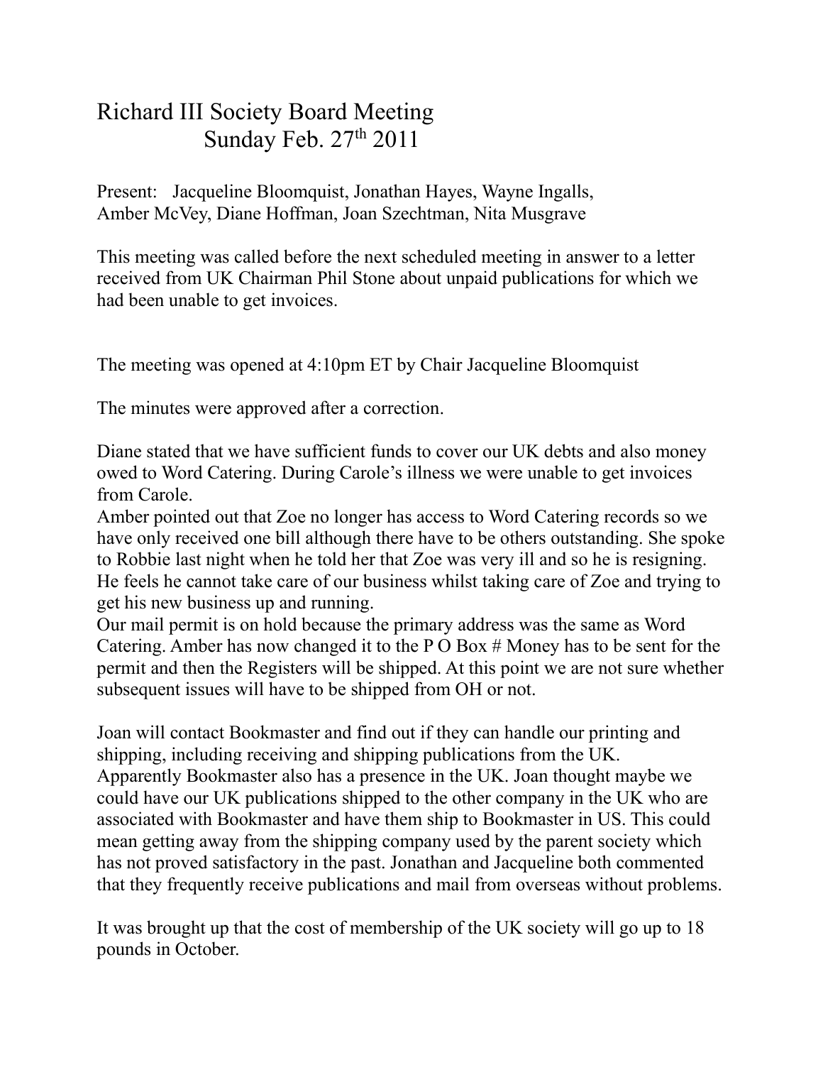# Richard III Society Board Meeting
## Sunday Feb. 27th 2011

Present: Jacqueline Bloomquist, Jonathan Hayes, Wayne Ingalls, Amber McVey, Diane Hoffman, Joan Szechtman, Nita Musgrave

This meeting was called before the next scheduled meeting in answer to a letter received from UK Chairman Phil Stone about unpaid publications for which we had been unable to get invoices.

The meeting was opened at 4:10pm ET by Chair Jacqueline Bloomquist

The minutes were approved after a correction.

Diane stated that we have sufficient funds to cover our UK debts and also money owed to Word Catering. During Carole's illness we were unable to get invoices from Carole.

Amber pointed out that Zoe no longer has access to Word Catering records so we have only received one bill although there have to be others outstanding. She spoke to Robbie last night when he told her that Zoe was very ill and so he is resigning. He feels he cannot take care of our business whilst taking care of Zoe and trying to get his new business up and running.

Our mail permit is on hold because the primary address was the same as Word Catering. Amber has now changed it to the P O Box # Money has to be sent for the permit and then the Registers will be shipped. At this point we are not sure whether subsequent issues will have to be shipped from OH or not.

Joan will contact Bookmaster and find out if they can handle our printing and shipping, including receiving and shipping publications from the UK. Apparently Bookmaster also has a presence in the UK. Joan thought maybe we could have our UK publications shipped to the other company in the UK who are associated with Bookmaster and have them ship to Bookmaster in US. This could mean getting away from the shipping company used by the parent society which has not proved satisfactory in the past. Jonathan and Jacqueline both commented that they frequently receive publications and mail from overseas without problems.

It was brought up that the cost of membership of the UK society will go up to 18 pounds in October.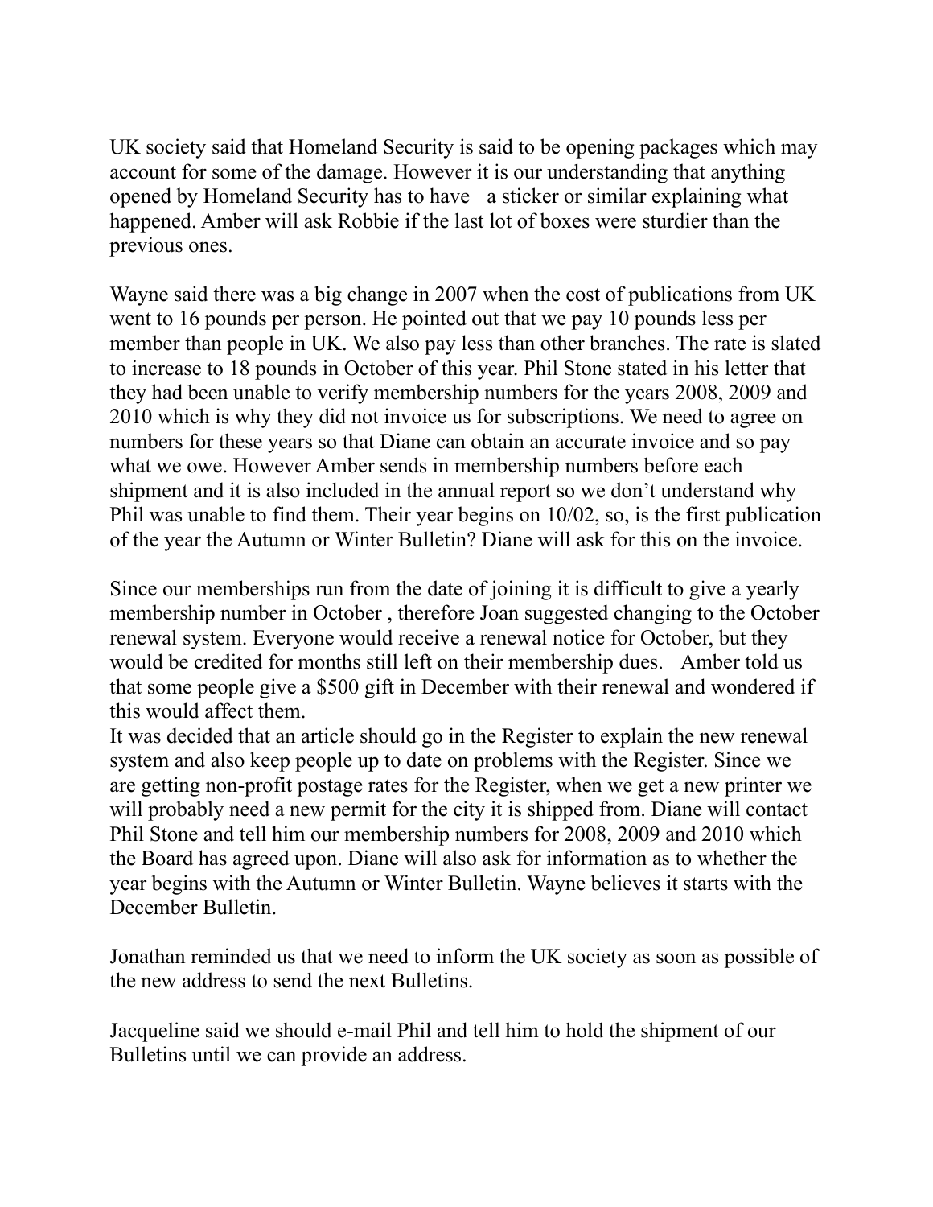UK society said that Homeland Security is said to be opening packages which may account for some of the damage. However it is our understanding that anything opened by Homeland Security has to have a sticker or similar explaining what happened. Amber will ask Robbie if the last lot of boxes were sturdier than the previous ones.

Wayne said there was a big change in 2007 when the cost of publications from UK went to 16 pounds per person. He pointed out that we pay 10 pounds less per member than people in UK. We also pay less than other branches. The rate is slated to increase to 18 pounds in October of this year. Phil Stone stated in his letter that they had been unable to verify membership numbers for the years 2008, 2009 and 2010 which is why they did not invoice us for subscriptions. We need to agree on numbers for these years so that Diane can obtain an accurate invoice and so pay what we owe. However Amber sends in membership numbers before each shipment and it is also included in the annual report so we don't understand why Phil was unable to find them. Their year begins on 10/02, so, is the first publication of the year the Autumn or Winter Bulletin? Diane will ask for this on the invoice.

Since our memberships run from the date of joining it is difficult to give a yearly membership number in October , therefore Joan suggested changing to the October renewal system. Everyone would receive a renewal notice for October, but they would be credited for months still left on their membership dues. Amber told us that some people give a $500 gift in December with their renewal and wondered if this would affect them.
It was decided that an article should go in the Register to explain the new renewal system and also keep people up to date on problems with the Register. Since we are getting non-profit postage rates for the Register, when we get a new printer we will probably need a new permit for the city it is shipped from. Diane will contact Phil Stone and tell him our membership numbers for 2008, 2009 and 2010 which the Board has agreed upon. Diane will also ask for information as to whether the year begins with the Autumn or Winter Bulletin. Wayne believes it starts with the December Bulletin.

Jonathan reminded us that we need to inform the UK society as soon as possible of the new address to send the next Bulletins.

Jacqueline said we should e-mail Phil and tell him to hold the shipment of our Bulletins until we can provide an address.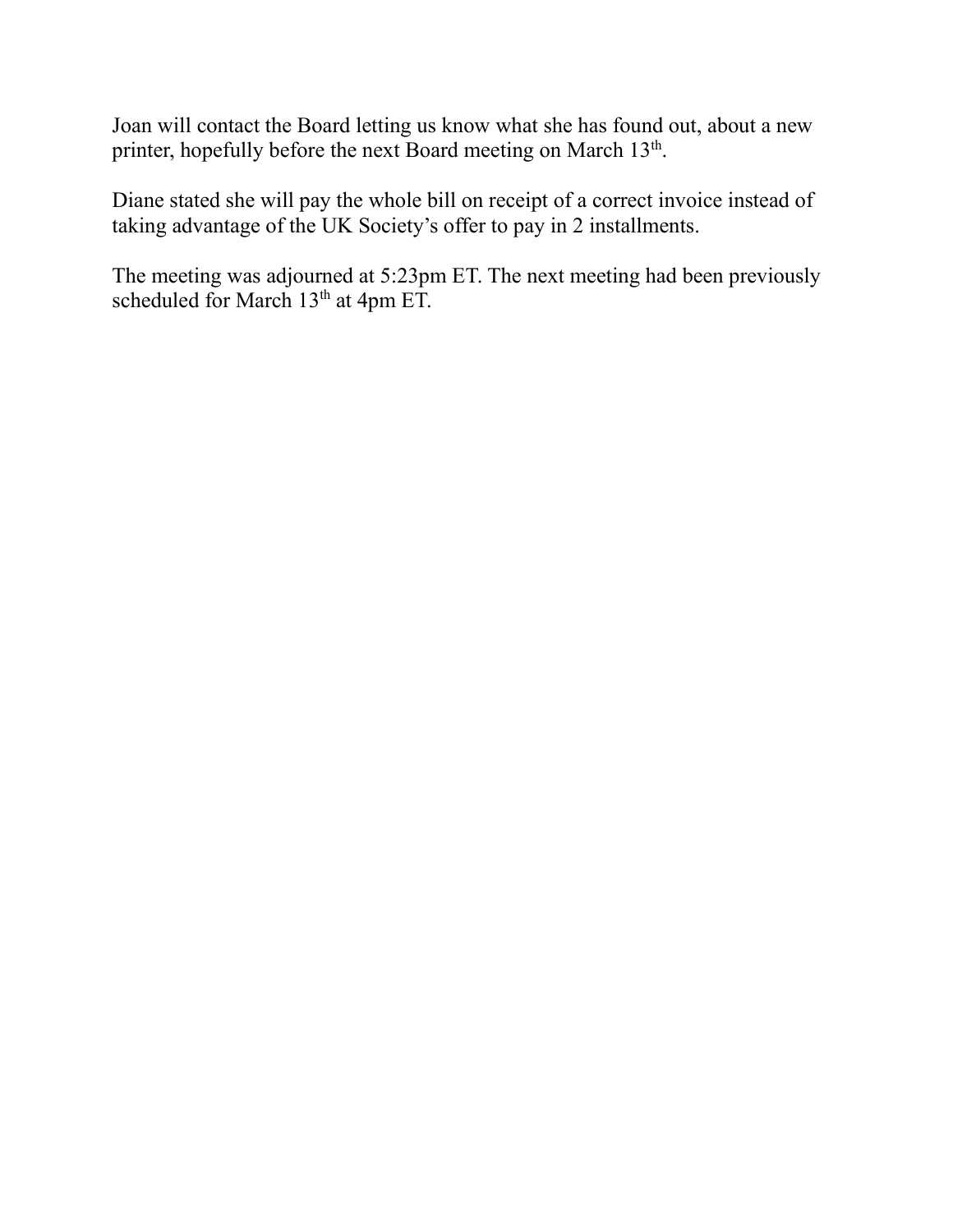Joan will contact the Board letting us know what she has found out, about a new printer, hopefully before the next Board meeting on March 13th.

Diane stated she will pay the whole bill on receipt of a correct invoice instead of taking advantage of the UK Society's offer to pay in 2 installments.

The meeting was adjourned at 5:23pm ET. The next meeting had been previously scheduled for March 13th at 4pm ET.